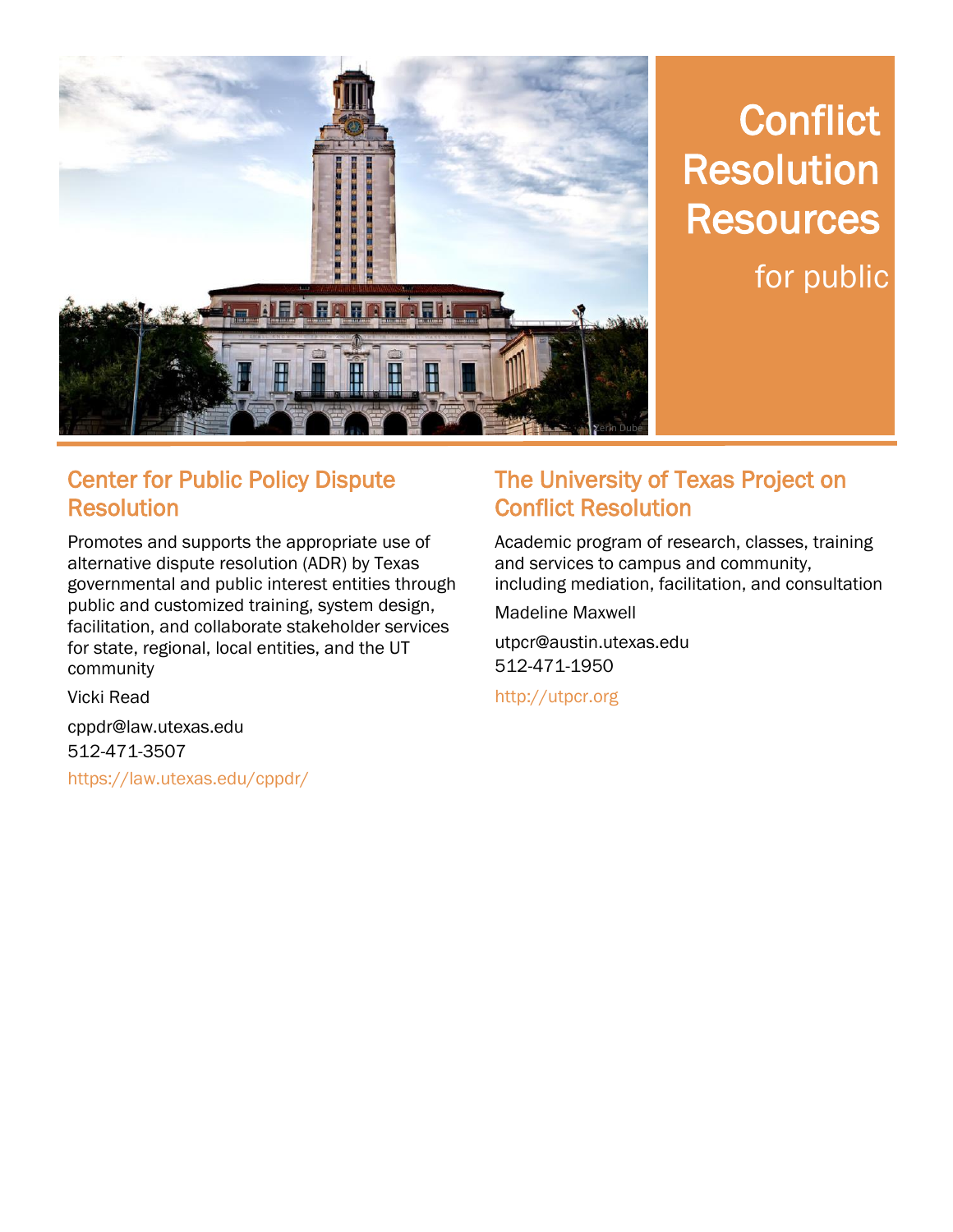# Conflict Resolution Resources

for public

## Center for Public Policy Dispute Resolution

Promotes and supports the appropriate use of alternative dispute resolution (ADR) by Texas governmental and public interest entities through public and customized training, system design, facilitation, and collaborate stakeholder services for state, regional, local entities, and the UT community

Vicki Read

cppdr@law.utexas.edu
512-471-3507

https://law.utexas.edu/cppdr/

## The University of Texas Project on Conflict Resolution

Academic program of research, classes, training and services to campus and community, including mediation, facilitation, and consultation

Madeline Maxwell

utpcr@austin.utexas.edu
512-471-1950

http://utpcr.org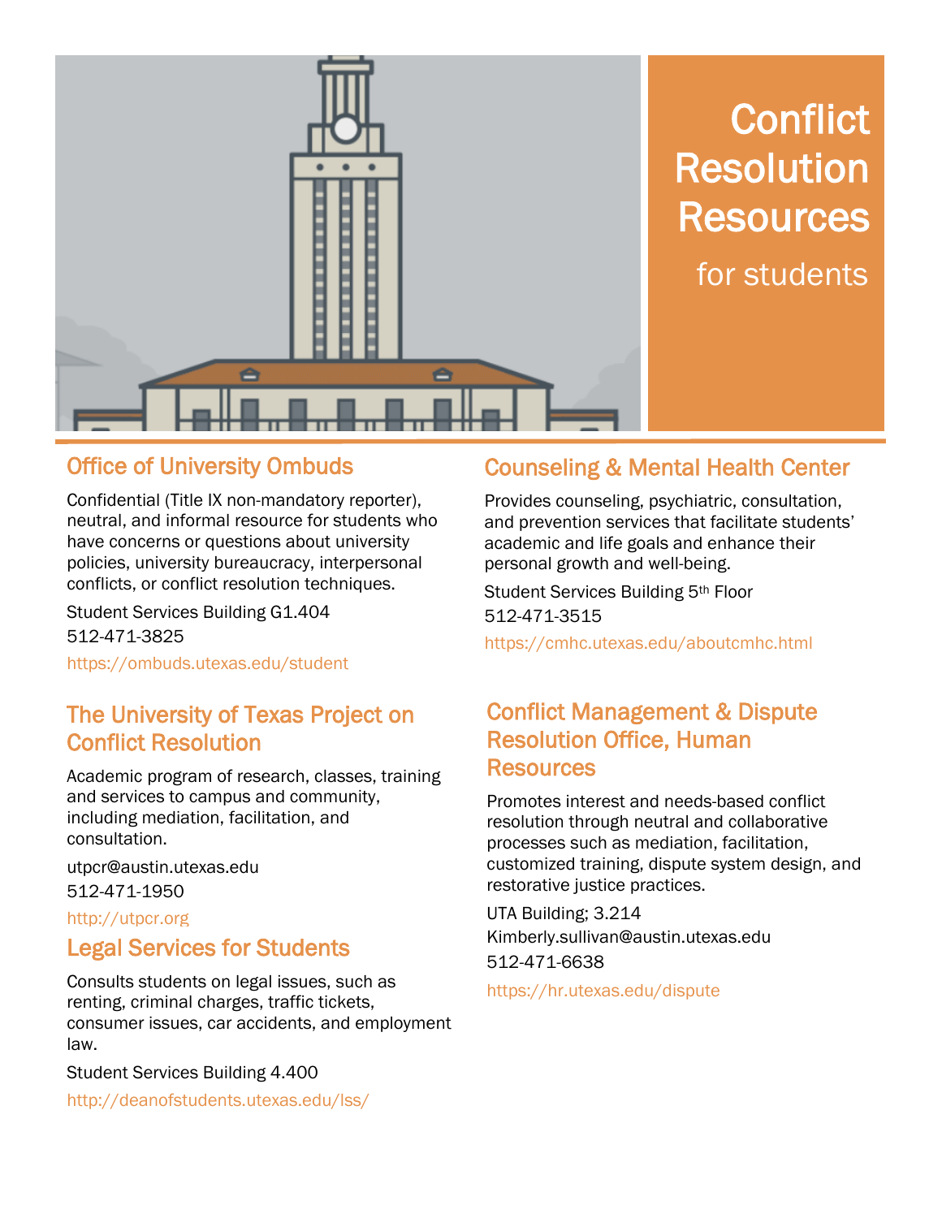# Conflict Resolution Resources

for students

## Office of University Ombuds

Confidential (Title IX non-mandatory reporter), neutral, and informal resource for students who have concerns or questions about university policies, university bureaucracy, interpersonal conflicts, or conflict resolution techniques.

Student Services Building G1.404
512-471-3825

https://ombuds.utexas.edu/student

## The University of Texas Project on Conflict Resolution

Academic program of research, classes, training and services to campus and community, including mediation, facilitation, and consultation.

utpcr@austin.utexas.edu
512-471-1950

http://utpcr.org

## Legal Services for Students

Consults students on legal issues, such as renting, criminal charges, traffic tickets, consumer issues, car accidents, and employment law.

Student Services Building 4.400

http://deanofstudents.utexas.edu/lss/

## Counseling & Mental Health Center

Provides counseling, psychiatric, consultation, and prevention services that facilitate students' academic and life goals and enhance their personal growth and well-being.

Student Services Building 5th Floor
512-471-3515

https://cmhc.utexas.edu/aboutcmhc.html

## Conflict Management & Dispute Resolution Office, Human Resources

Promotes interest and needs-based conflict resolution through neutral and collaborative processes such as mediation, facilitation, customized training, dispute system design, and restorative justice practices.

UTA Building; 3.214
Kimberly.sullivan@austin.utexas.edu
512-471-6638

https://hr.utexas.edu/dispute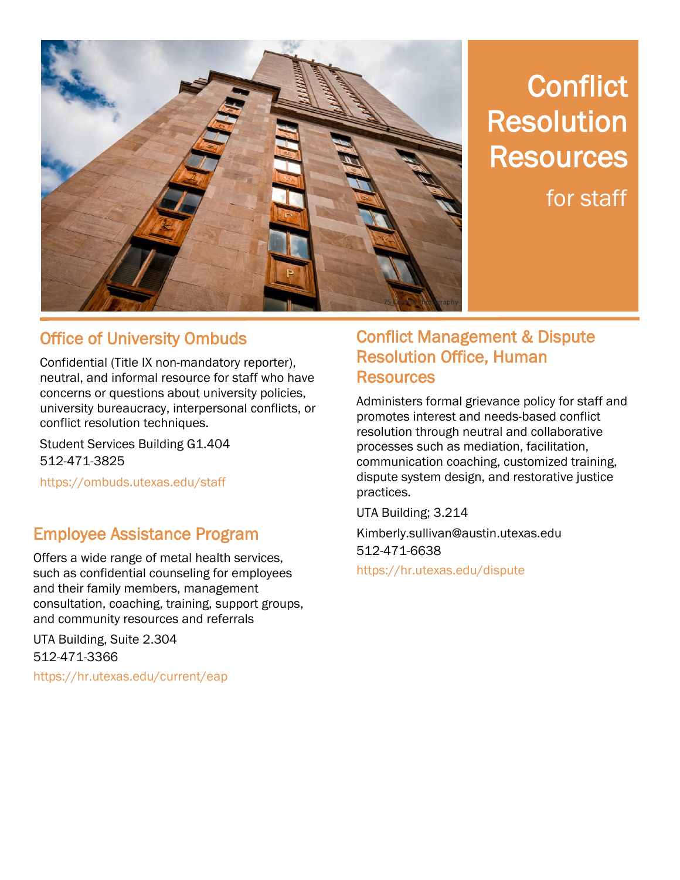# Conflict Resolution Resources

for staff

## Office of University Ombuds

Confidential (Title IX non-mandatory reporter), neutral, and informal resource for staff who have concerns or questions about university policies, university bureaucracy, interpersonal conflicts, or conflict resolution techniques.

Student Services Building G1.404
512-471-3825

https://ombuds.utexas.edu/staff

## Employee Assistance Program

Offers a wide range of metal health services, such as confidential counseling for employees and their family members, management consultation, coaching, training, support groups, and community resources and referrals

UTA Building, Suite 2.304
512-471-3366

https://hr.utexas.edu/current/eap

## Conflict Management & Dispute Resolution Office, Human Resources

Administers formal grievance policy for staff and promotes interest and needs-based conflict resolution through neutral and collaborative processes such as mediation, facilitation, communication coaching, customized training, dispute system design, and restorative justice practices.

UTA Building; 3.214

Kimberly.sullivan@austin.utexas.edu
512-471-6638

https://hr.utexas.edu/dispute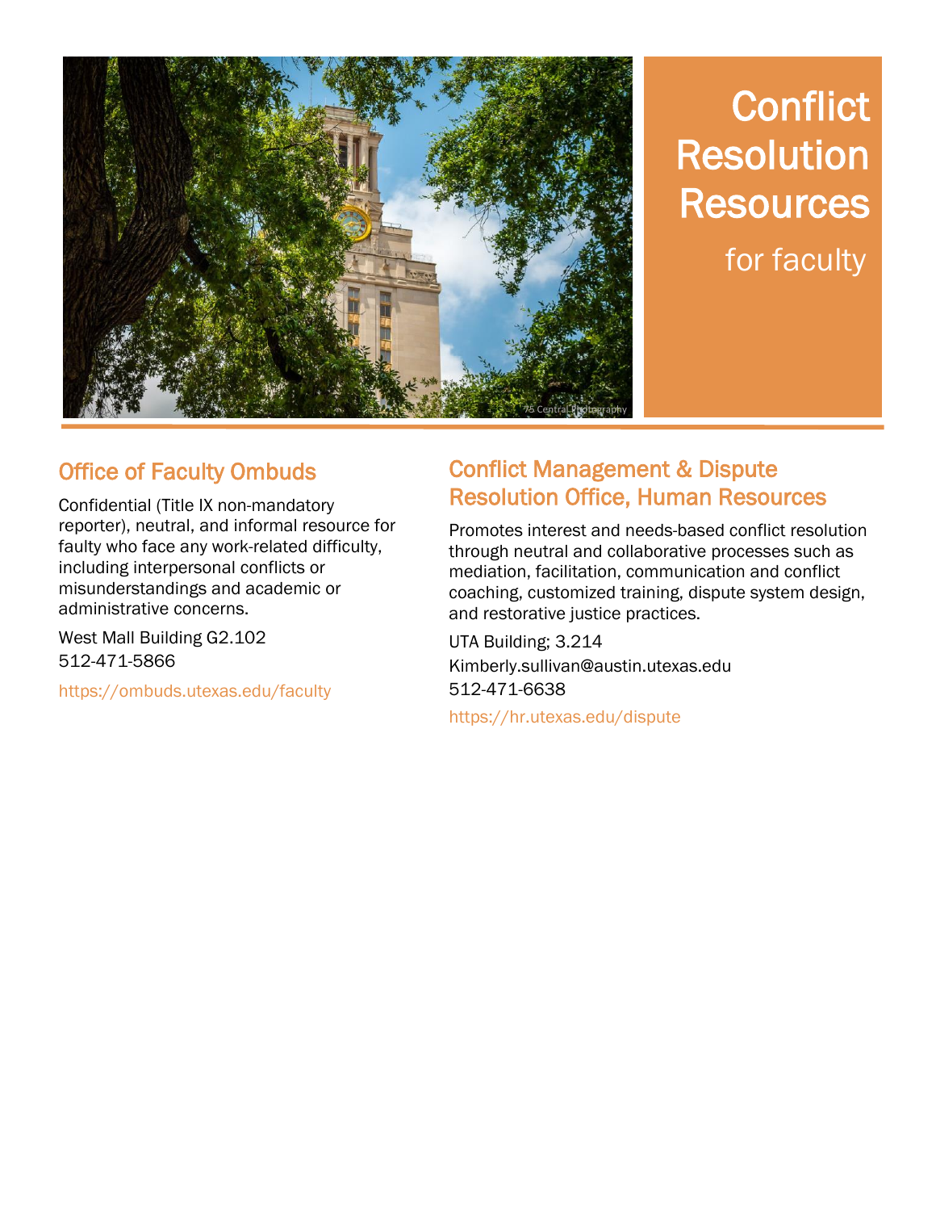# Conflict Resolution Resources

for faculty

## Office of Faculty Ombuds

Confidential (Title IX non-mandatory reporter), neutral, and informal resource for faulty who face any work-related difficulty, including interpersonal conflicts or misunderstandings and academic or administrative concerns.

West Mall Building G2.102
512-471-5866

https://ombuds.utexas.edu/faculty

## Conflict Management & Dispute Resolution Office, Human Resources

Promotes interest and needs-based conflict resolution through neutral and collaborative processes such as mediation, facilitation, communication and conflict coaching, customized training, dispute system design, and restorative justice practices.

UTA Building; 3.214
Kimberly.sullivan@austin.utexas.edu
512-471-6638

https://hr.utexas.edu/dispute